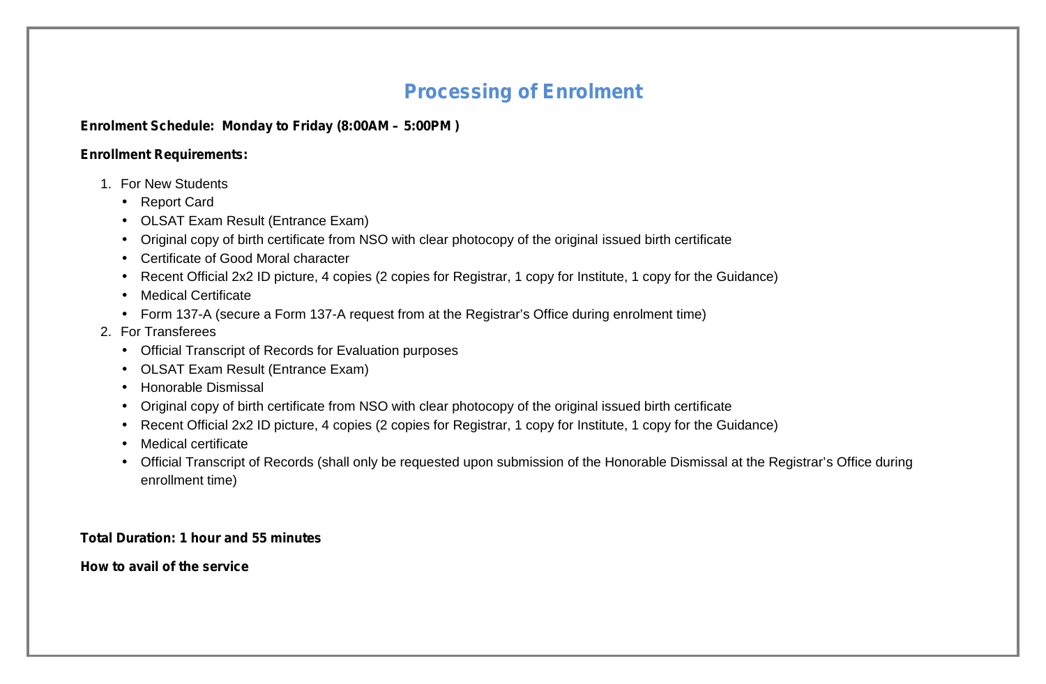# Processing of Enrolment

**Enrolment Schedule: Monday to Friday (8:00AM – 5:00PM )**

**Enrollment Requirements:**

1. For New Students
   - Report Card
   - OLSAT Exam Result (Entrance Exam)
   - Original copy of birth certificate from NSO with clear photocopy of the original issued birth certificate
   - Certificate of Good Moral character
   - Recent Official 2x2 ID picture, 4 copies (2 copies for Registrar, 1 copy for Institute, 1 copy for the Guidance)
   - Medical Certificate
   - Form 137-A (secure a Form 137-A request from at the Registrar's Office during enrolment time)
2. For Transferees
   - Official Transcript of Records for Evaluation purposes
   - OLSAT Exam Result (Entrance Exam)
   - Honorable Dismissal
   - Original copy of birth certificate from NSO with clear photocopy of the original issued birth certificate
   - Recent Official 2x2 ID picture, 4 copies (2 copies for Registrar, 1 copy for Institute, 1 copy for the Guidance)
   - Medical certificate
   - Official Transcript of Records (shall only be requested upon submission of the Honorable Dismissal at the Registrar's Office during enrollment time)

**Total Duration: 1 hour and 55 minutes**

**How to avail of the service**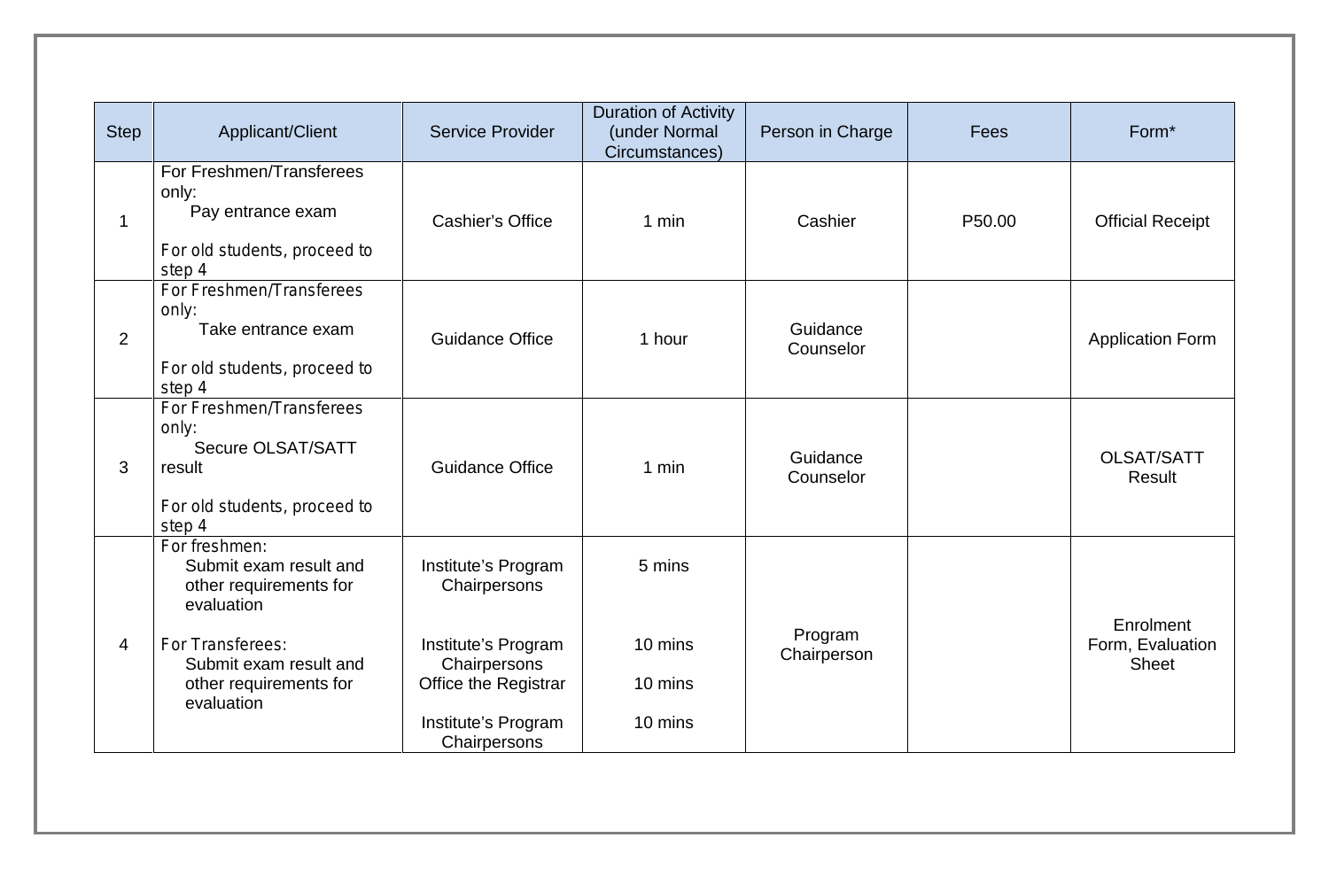| Step | Applicant/Client | Service Provider | Duration of Activity (under Normal Circumstances) | Person in Charge | Fees | Form* |
|---|---|---|---|---|---|---|
| 1 | For Freshmen/Transferees only:<br>Pay entrance exam<br><br>For old students, proceed to step 4 | Cashier's Office | 1 min | Cashier | P50.00 | Official Receipt |
| 2 | For Freshmen/Transferees only:<br>Take entrance exam<br><br>For old students, proceed to step 4 | Guidance Office | 1 hour | Guidance Counselor | | Application Form |
| 3 | For Freshmen/Transferees only:<br>Secure OLSAT/SATT result<br><br>For old students, proceed to step 4 | Guidance Office | 1 min | Guidance Counselor | | OLSAT/SATT Result |
| 4 | For freshmen:<br>Submit exam result and other requirements for evaluation<br><br>For Transferees:<br>Submit exam result and other requirements for evaluation | Institute's Program Chairpersons<br><br>Institute's Program Chairpersons<br>Office the Registrar<br><br>Institute's Program Chairpersons | 5 mins<br><br>10 mins<br><br>10 mins<br><br>10 mins | Program Chairperson | | Enrolment Form, Evaluation Sheet |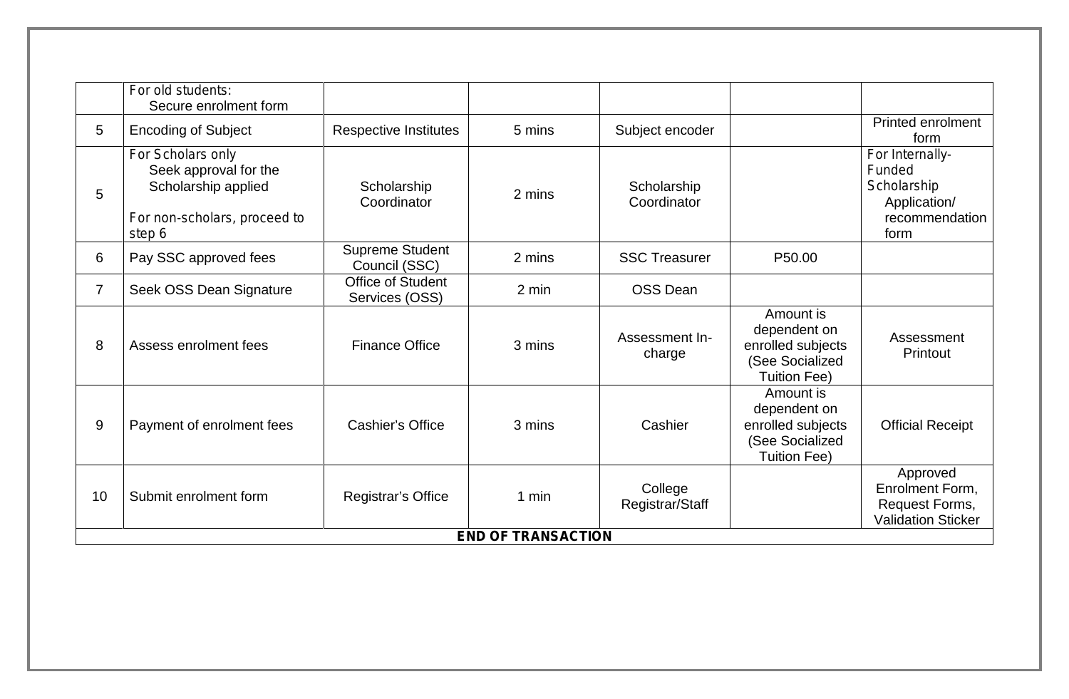| | | | | | | |
|---|---|---|---|---|---|---|
| | For old students: Secure enrolment form | | | | | |
| 5 | Encoding of Subject | Respective Institutes | 5 mins | Subject encoder | | Printed enrolment form |
| 5 | For Scholars only Seek approval for the Scholarship applied<br><br>For non-scholars, proceed to step 6 | Scholarship Coordinator | 2 mins | Scholarship Coordinator | | For Internally-Funded Scholarship Application/ recommendation form |
| 6 | Pay SSC approved fees | Supreme Student Council (SSC) | 2 mins | SSC Treasurer | P50.00 | |
| 7 | Seek OSS Dean Signature | Office of Student Services (OSS) | 2 min | OSS Dean | | |
| 8 | Assess enrolment fees | Finance Office | 3 mins | Assessment In-charge | Amount is dependent on enrolled subjects (See Socialized Tuition Fee) | Assessment Printout |
| 9 | Payment of enrolment fees | Cashier's Office | 3 mins | Cashier | Amount is dependent on enrolled subjects (See Socialized Tuition Fee) | Official Receipt |
| 10 | Submit enrolment form | Registrar's Office | 1 min | College Registrar/Staff | | Approved Enrolment Form, Request Forms, Validation Sticker |
| **END OF TRANSACTION** | | | | | | |